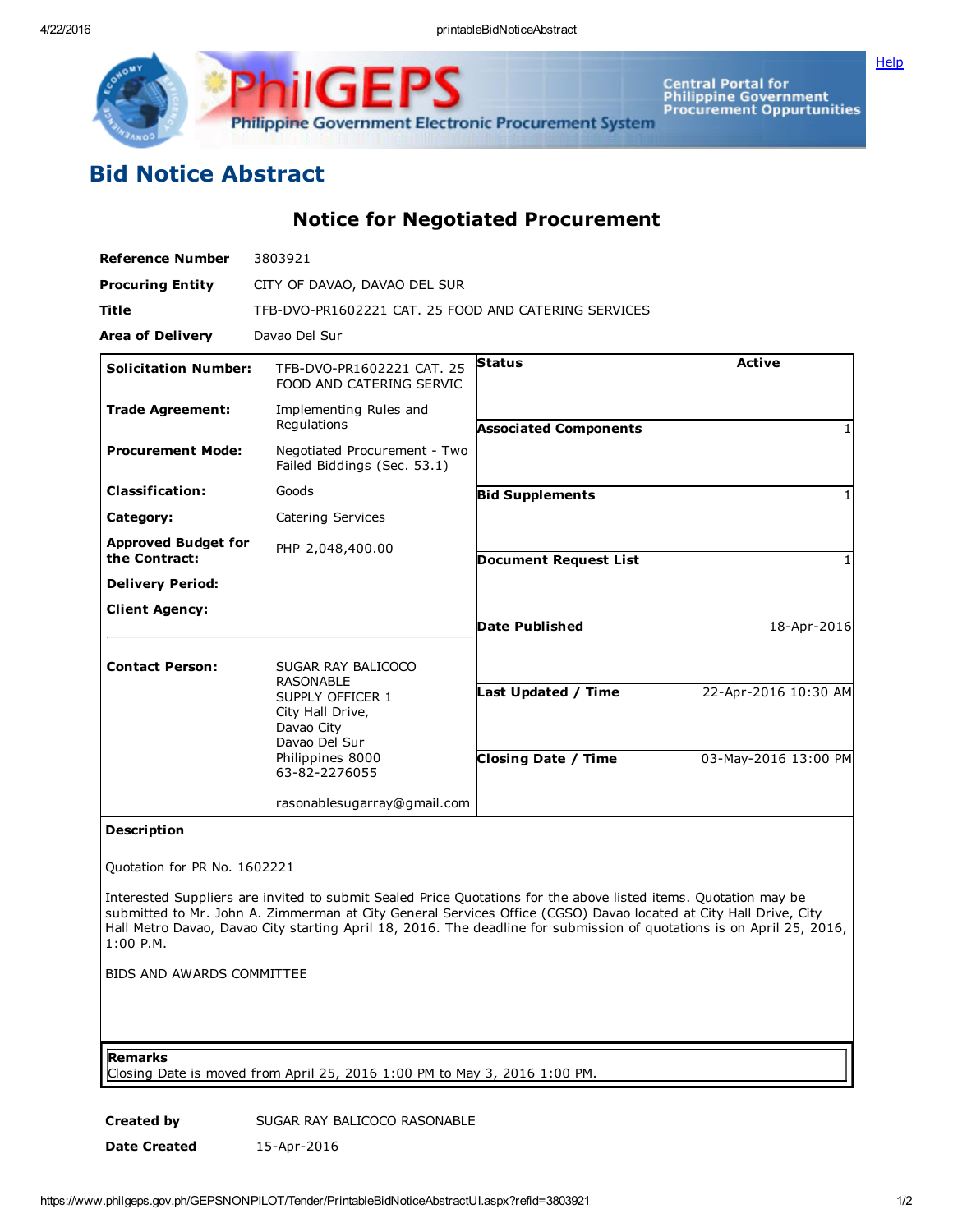PhilGEPS
Philippine Government Electronic Procurement System

Central Portal for Philippine Government Procurement Oppurtunities

Help

# Bid Notice Abstract

## Notice for Negotiated Procurement

| | |
|---|---|
| **Reference Number** | 3803921 |
| **Procuring Entity** | CITY OF DAVAO, DAVAO DEL SUR |
| **Title** | TFB-DVO-PR1602221 CAT. 25 FOOD AND CATERING SERVICES |
| **Area of Delivery** | Davao Del Sur |

| | | | |
|---|---|---|---|
| **Solicitation Number:** | TFB-DVO-PR1602221 CAT. 25 FOOD AND CATERING SERVIC | **Status** | Active |
| **Trade Agreement:** | Implementing Rules and Regulations | **Associated Components** | 1 |
| **Procurement Mode:** | Negotiated Procurement - Two Failed Biddings (Sec. 53.1) | **Bid Supplements** | 1 |
| **Classification:** | Goods | **Document Request List** | 1 |
| **Category:** | Catering Services | **Date Published** | 18-Apr-2016 |
| **Approved Budget for the Contract:** | PHP 2,048,400.00 | **Last Updated / Time** | 22-Apr-2016 10:30 AM |
| **Delivery Period:** | | **Closing Date / Time** | 03-May-2016 13:00 PM |
| **Client Agency:** | | | |
| **Contact Person:** | SUGAR RAY BALICOCO RASONABLE<br>SUPPLY OFFICER 1<br>City Hall Drive,<br>Davao City<br>Davao Del Sur<br>Philippines 8000<br>63-82-2276055<br><br>rasonablesugarray@gmail.com | | |

**Description**

Quotation for PR No. 1602221

Interested Suppliers are invited to submit Sealed Price Quotations for the above listed items. Quotation may be submitted to Mr. John A. Zimmerman at City General Services Office (CGSO) Davao located at City Hall Drive, City Hall Metro Davao, Davao City starting April 18, 2016. The deadline for submission of quotations is on April 25, 2016, 1:00 P.M.

BIDS AND AWARDS COMMITTEE

**Remarks**

Closing Date is moved from April 25, 2016 1:00 PM to May 3, 2016 1:00 PM.

| | |
|---|---|
| **Created by** | SUGAR RAY BALICOCO RASONABLE |
| **Date Created** | 15-Apr-2016 |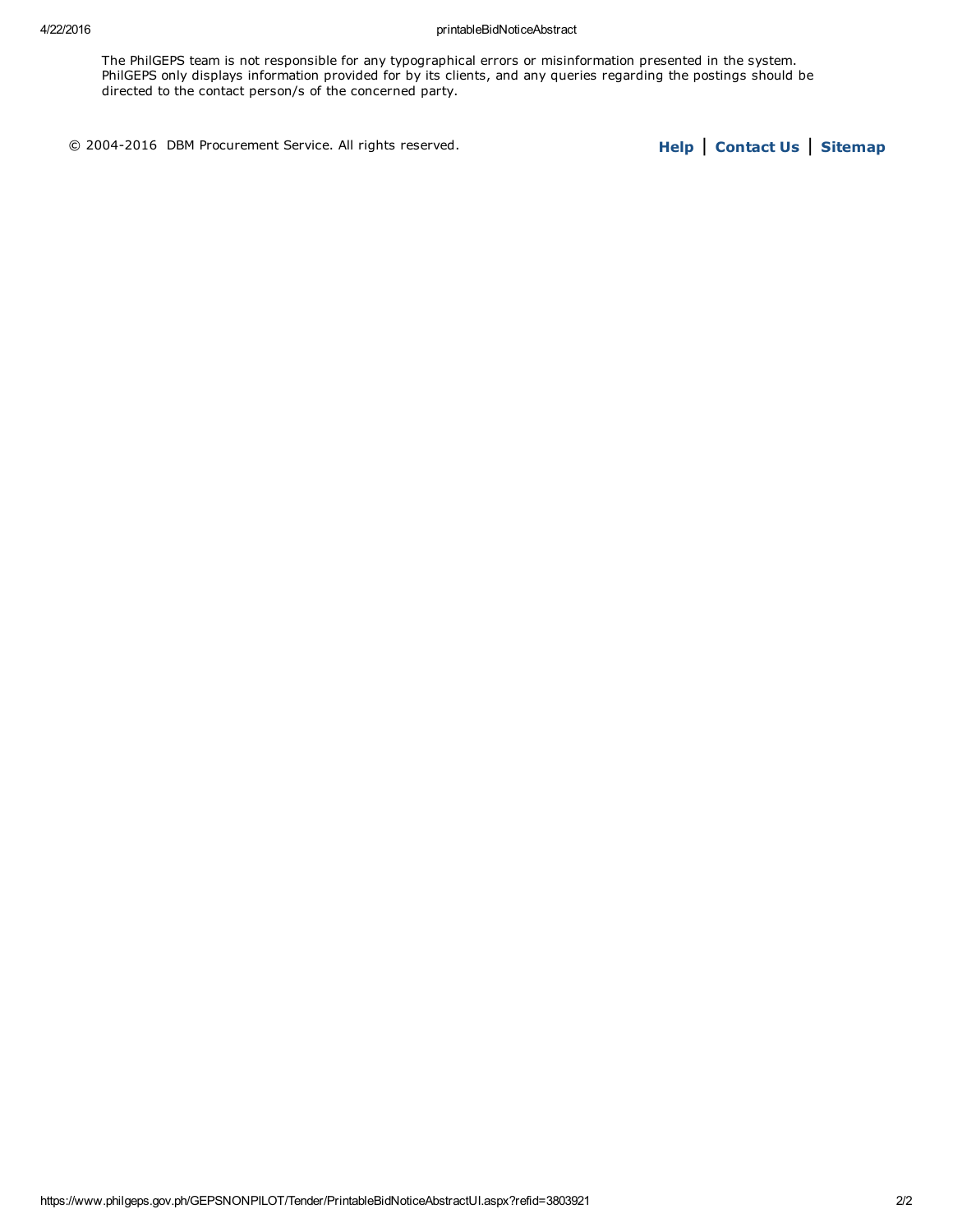The PhilGEPS team is not responsible for any typographical errors or misinformation presented in the system. PhilGEPS only displays information provided for by its clients, and any queries regarding the postings should be directed to the contact person/s of the concerned party.

© 2004-2016 DBM Procurement Service. All rights reserved.

**Help** | **Contact Us** | **Sitemap**